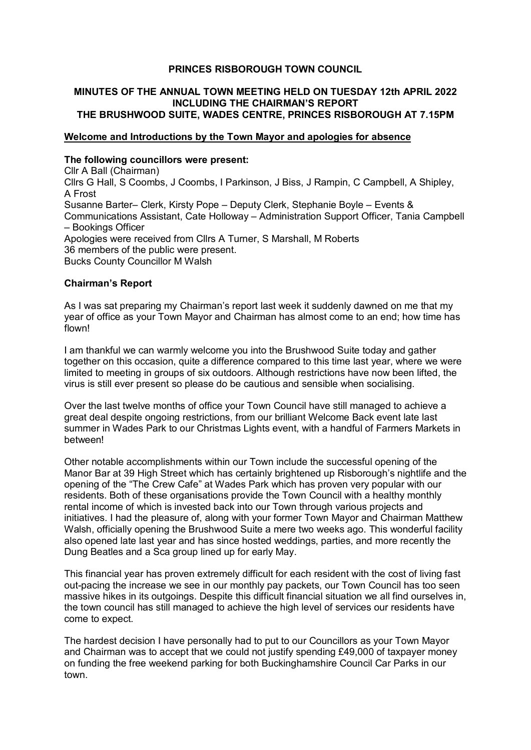# PRINCES RISBOROUGH TOWN COUNCIL

## MINUTES OF THE ANNUAL TOWN MEETING HELD ON TUESDAY 12th APRIL 2022 INCLUDING THE CHAIRMAN'S REPORT THE BRUSHWOOD SUITE, WADES CENTRE, PRINCES RISBOROUGH AT 7.15PM

**Welcome and Introductions by the Town Mayor and apologies for absence**

**The following councillors were present:**

Cllr A Ball (Chairman)
Cllrs G Hall, S Coombs, J Coombs, I Parkinson, J Biss, J Rampin, C Campbell, A Shipley, A Frost
Susanne Barter– Clerk, Kirsty Pope – Deputy Clerk, Stephanie Boyle – Events & Communications Assistant, Cate Holloway – Administration Support Officer, Tania Campbell – Bookings Officer
Apologies were received from Cllrs A Turner, S Marshall, M Roberts
36 members of the public were present.
Bucks County Councillor M Walsh

**Chairman's Report**

As I was sat preparing my Chairman's report last week it suddenly dawned on me that my year of office as your Town Mayor and Chairman has almost come to an end; how time has flown!

I am thankful we can warmly welcome you into the Brushwood Suite today and gather together on this occasion, quite a difference compared to this time last year, where we were limited to meeting in groups of six outdoors. Although restrictions have now been lifted, the virus is still ever present so please do be cautious and sensible when socialising.

Over the last twelve months of office your Town Council have still managed to achieve a great deal despite ongoing restrictions, from our brilliant Welcome Back event late last summer in Wades Park to our Christmas Lights event, with a handful of Farmers Markets in between!

Other notable accomplishments within our Town include the successful opening of the Manor Bar at 39 High Street which has certainly brightened up Risborough's nightlife and the opening of the "The Crew Cafe" at Wades Park which has proven very popular with our residents. Both of these organisations provide the Town Council with a healthy monthly rental income of which is invested back into our Town through various projects and initiatives. I had the pleasure of, along with your former Town Mayor and Chairman Matthew Walsh, officially opening the Brushwood Suite a mere two weeks ago. This wonderful facility also opened late last year and has since hosted weddings, parties, and more recently the Dung Beatles and a Sca group lined up for early May.

This financial year has proven extremely difficult for each resident with the cost of living fast out-pacing the increase we see in our monthly pay packets, our Town Council has too seen massive hikes in its outgoings. Despite this difficult financial situation we all find ourselves in, the town council has still managed to achieve the high level of services our residents have come to expect.

The hardest decision I have personally had to put to our Councillors as your Town Mayor and Chairman was to accept that we could not justify spending £49,000 of taxpayer money on funding the free weekend parking for both Buckinghamshire Council Car Parks in our town.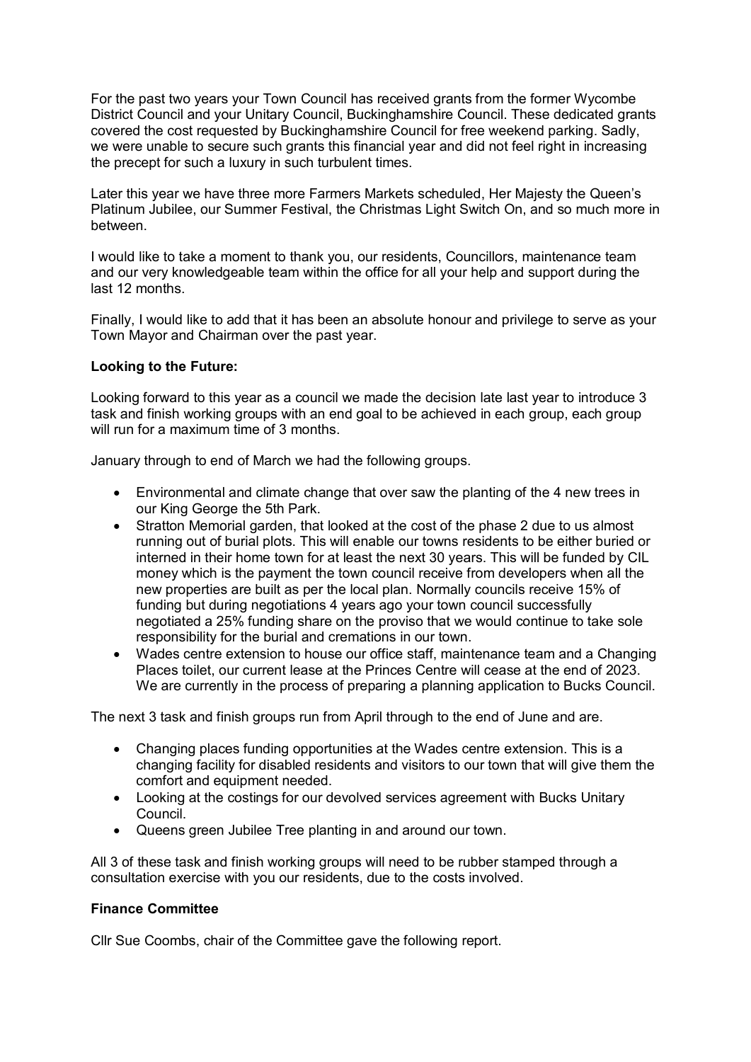For the past two years your Town Council has received grants from the former Wycombe District Council and your Unitary Council, Buckinghamshire Council. These dedicated grants covered the cost requested by Buckinghamshire Council for free weekend parking. Sadly, we were unable to secure such grants this financial year and did not feel right in increasing the precept for such a luxury in such turbulent times.

Later this year we have three more Farmers Markets scheduled, Her Majesty the Queen's Platinum Jubilee, our Summer Festival, the Christmas Light Switch On, and so much more in between.

I would like to take a moment to thank you, our residents, Councillors, maintenance team and our very knowledgeable team within the office for all your help and support during the last 12 months.

Finally, I would like to add that it has been an absolute honour and privilege to serve as your Town Mayor and Chairman over the past year.

**Looking to the Future:**

Looking forward to this year as a council we made the decision late last year to introduce 3 task and finish working groups with an end goal to be achieved in each group, each group will run for a maximum time of 3 months.

January through to end of March we had the following groups.

- Environmental and climate change that over saw the planting of the 4 new trees in our King George the 5th Park.
- Stratton Memorial garden, that looked at the cost of the phase 2 due to us almost running out of burial plots. This will enable our towns residents to be either buried or interned in their home town for at least the next 30 years. This will be funded by CIL money which is the payment the town council receive from developers when all the new properties are built as per the local plan. Normally councils receive 15% of funding but during negotiations 4 years ago your town council successfully negotiated a 25% funding share on the proviso that we would continue to take sole responsibility for the burial and cremations in our town.
- Wades centre extension to house our office staff, maintenance team and a Changing Places toilet, our current lease at the Princes Centre will cease at the end of 2023. We are currently in the process of preparing a planning application to Bucks Council.

The next 3 task and finish groups run from April through to the end of June and are.

- Changing places funding opportunities at the Wades centre extension. This is a changing facility for disabled residents and visitors to our town that will give them the comfort and equipment needed.
- Looking at the costings for our devolved services agreement with Bucks Unitary Council.
- Queens green Jubilee Tree planting in and around our town.

All 3 of these task and finish working groups will need to be rubber stamped through a consultation exercise with you our residents, due to the costs involved.

**Finance Committee**

Cllr Sue Coombs, chair of the Committee gave the following report.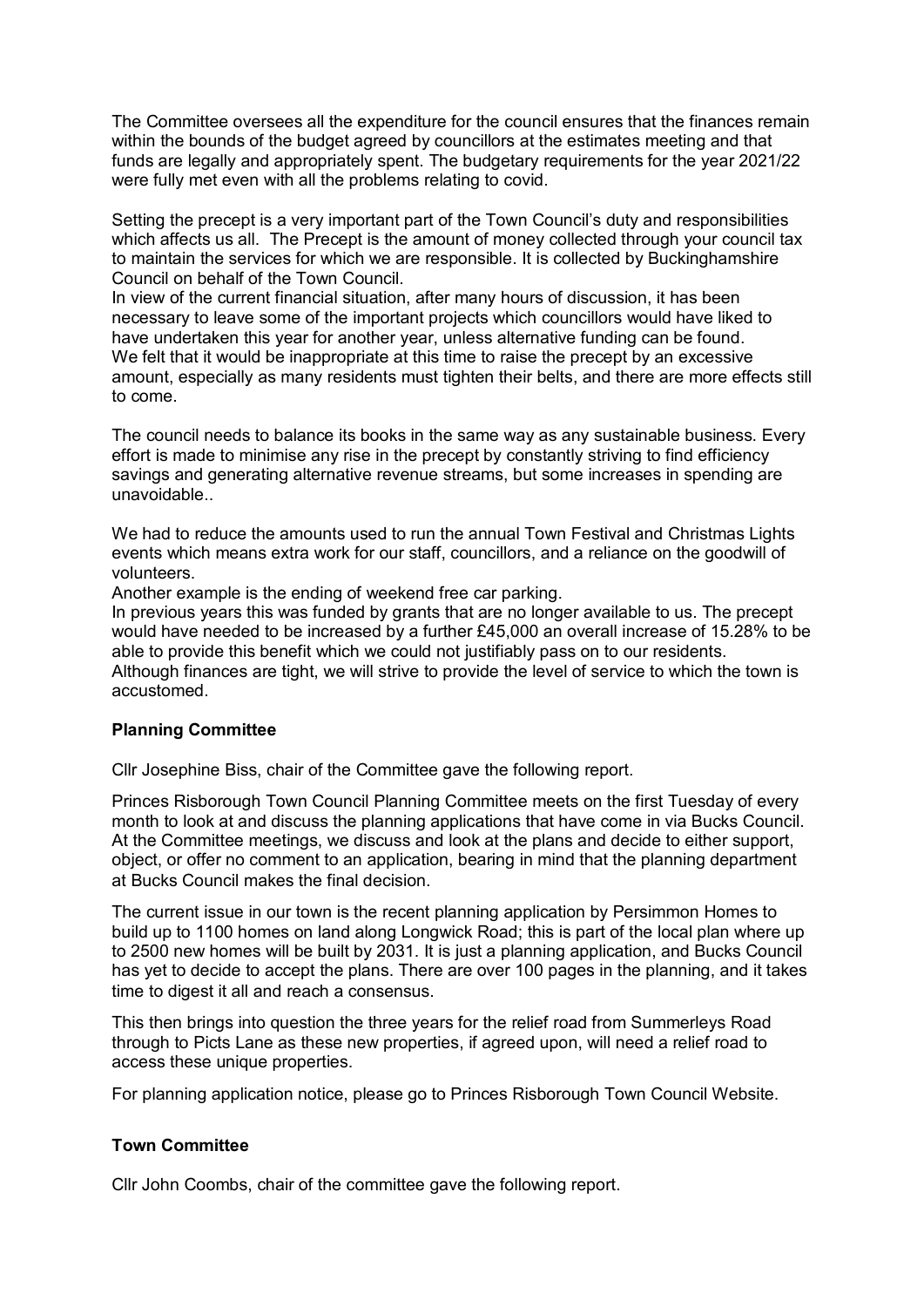The Committee oversees all the expenditure for the council ensures that the finances remain within the bounds of the budget agreed by councillors at the estimates meeting and that funds are legally and appropriately spent. The budgetary requirements for the year 2021/22 were fully met even with all the problems relating to covid.

Setting the precept is a very important part of the Town Council's duty and responsibilities which affects us all. The Precept is the amount of money collected through your council tax to maintain the services for which we are responsible. It is collected by Buckinghamshire Council on behalf of the Town Council.
In view of the current financial situation, after many hours of discussion, it has been necessary to leave some of the important projects which councillors would have liked to have undertaken this year for another year, unless alternative funding can be found.
We felt that it would be inappropriate at this time to raise the precept by an excessive amount, especially as many residents must tighten their belts, and there are more effects still to come.

The council needs to balance its books in the same way as any sustainable business. Every effort is made to minimise any rise in the precept by constantly striving to find efficiency savings and generating alternative revenue streams, but some increases in spending are unavoidable..

We had to reduce the amounts used to run the annual Town Festival and Christmas Lights events which means extra work for our staff, councillors, and a reliance on the goodwill of volunteers.
Another example is the ending of weekend free car parking.
In previous years this was funded by grants that are no longer available to us. The precept would have needed to be increased by a further £45,000 an overall increase of 15.28% to be able to provide this benefit which we could not justifiably pass on to our residents.
Although finances are tight, we will strive to provide the level of service to which the town is accustomed.

**Planning Committee**

Cllr Josephine Biss, chair of the Committee gave the following report.

Princes Risborough Town Council Planning Committee meets on the first Tuesday of every month to look at and discuss the planning applications that have come in via Bucks Council. At the Committee meetings, we discuss and look at the plans and decide to either support, object, or offer no comment to an application, bearing in mind that the planning department at Bucks Council makes the final decision.

The current issue in our town is the recent planning application by Persimmon Homes to build up to 1100 homes on land along Longwick Road; this is part of the local plan where up to 2500 new homes will be built by 2031. It is just a planning application, and Bucks Council has yet to decide to accept the plans. There are over 100 pages in the planning, and it takes time to digest it all and reach a consensus.

This then brings into question the three years for the relief road from Summerleys Road through to Picts Lane as these new properties, if agreed upon, will need a relief road to access these unique properties.

For planning application notice, please go to Princes Risborough Town Council Website.

**Town Committee**

Cllr John Coombs, chair of the committee gave the following report.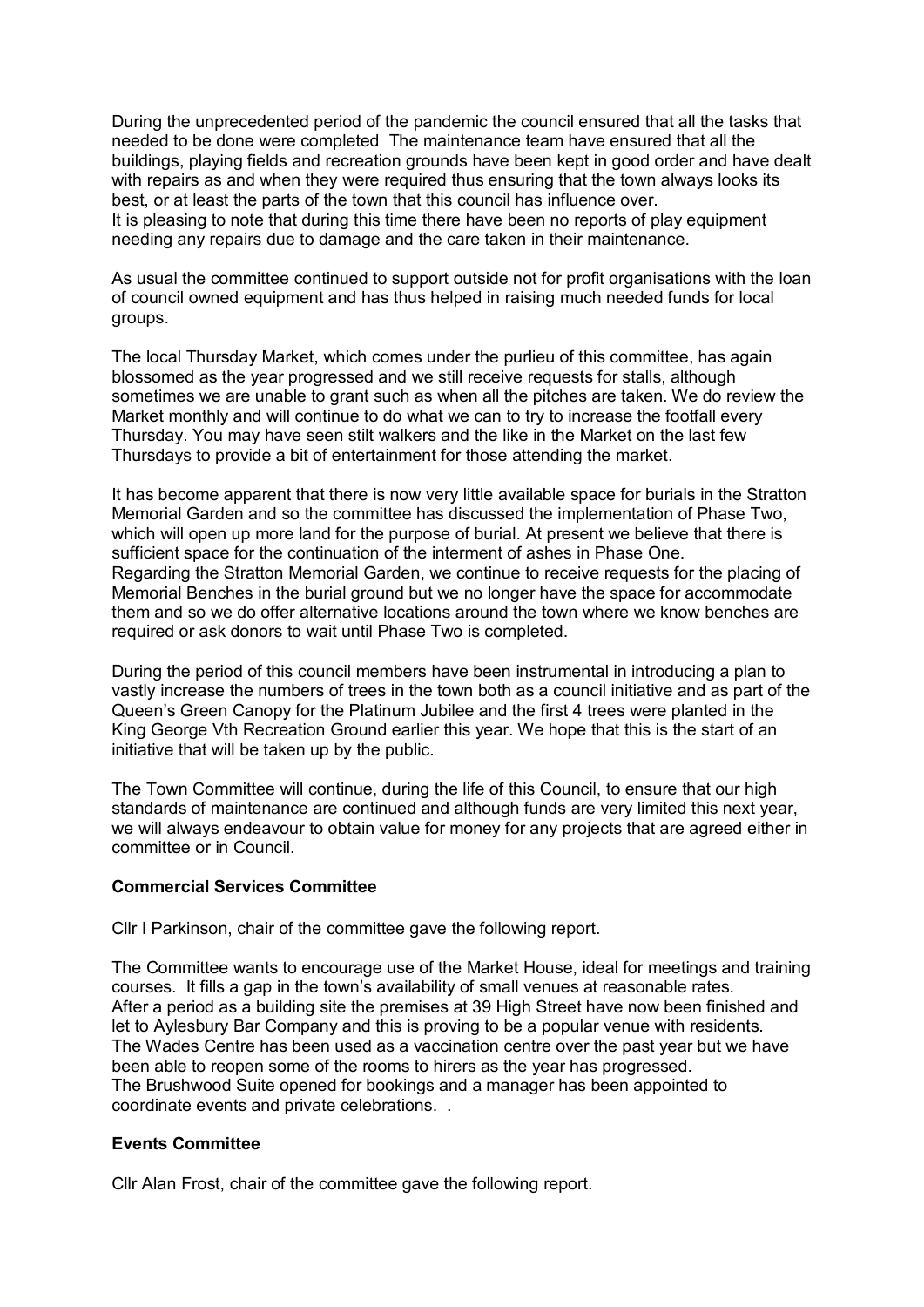During the unprecedented period of the pandemic the council ensured that all the tasks that needed to be done were completed The maintenance team have ensured that all the buildings, playing fields and recreation grounds have been kept in good order and have dealt with repairs as and when they were required thus ensuring that the town always looks its best, or at least the parts of the town that this council has influence over.
It is pleasing to note that during this time there have been no reports of play equipment needing any repairs due to damage and the care taken in their maintenance.

As usual the committee continued to support outside not for profit organisations with the loan of council owned equipment and has thus helped in raising much needed funds for local groups.

The local Thursday Market, which comes under the purlieu of this committee, has again blossomed as the year progressed and we still receive requests for stalls, although sometimes we are unable to grant such as when all the pitches are taken. We do review the Market monthly and will continue to do what we can to try to increase the footfall every Thursday. You may have seen stilt walkers and the like in the Market on the last few Thursdays to provide a bit of entertainment for those attending the market.

It has become apparent that there is now very little available space for burials in the Stratton Memorial Garden and so the committee has discussed the implementation of Phase Two, which will open up more land for the purpose of burial. At present we believe that there is sufficient space for the continuation of the interment of ashes in Phase One.
Regarding the Stratton Memorial Garden, we continue to receive requests for the placing of Memorial Benches in the burial ground but we no longer have the space for accommodate them and so we do offer alternative locations around the town where we know benches are required or ask donors to wait until Phase Two is completed.

During the period of this council members have been instrumental in introducing a plan to vastly increase the numbers of trees in the town both as a council initiative and as part of the Queen's Green Canopy for the Platinum Jubilee and the first 4 trees were planted in the King George Vth Recreation Ground earlier this year. We hope that this is the start of an initiative that will be taken up by the public.

The Town Committee will continue, during the life of this Council, to ensure that our high standards of maintenance are continued and although funds are very limited this next year, we will always endeavour to obtain value for money for any projects that are agreed either in committee or in Council.

**Commercial Services Committee**

Cllr I Parkinson, chair of the committee gave the following report.

The Committee wants to encourage use of the Market House, ideal for meetings and training courses. It fills a gap in the town's availability of small venues at reasonable rates.
After a period as a building site the premises at 39 High Street have now been finished and let to Aylesbury Bar Company and this is proving to be a popular venue with residents.
The Wades Centre has been used as a vaccination centre over the past year but we have been able to reopen some of the rooms to hirers as the year has progressed.
The Brushwood Suite opened for bookings and a manager has been appointed to coordinate events and private celebrations. .

**Events Committee**

Cllr Alan Frost, chair of the committee gave the following report.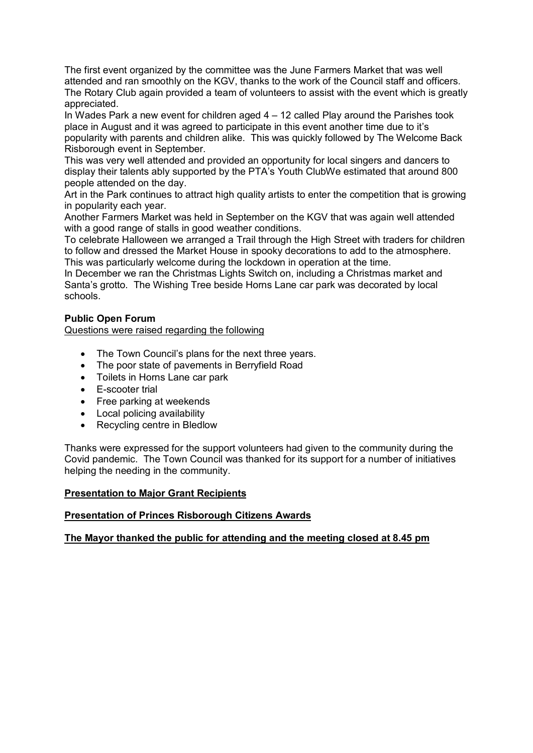The first event organized by the committee was the June Farmers Market that was well attended and ran smoothly on the KGV, thanks to the work of the Council staff and officers. The Rotary Club again provided a team of volunteers to assist with the event which is greatly appreciated.

In Wades Park a new event for children aged 4 – 12 called Play around the Parishes took place in August and it was agreed to participate in this event another time due to it's popularity with parents and children alike. This was quickly followed by The Welcome Back Risborough event in September.

This was very well attended and provided an opportunity for local singers and dancers to display their talents ably supported by the PTA's Youth ClubWe estimated that around 800 people attended on the day.

Art in the Park continues to attract high quality artists to enter the competition that is growing in popularity each year.

Another Farmers Market was held in September on the KGV that was again well attended with a good range of stalls in good weather conditions.

To celebrate Halloween we arranged a Trail through the High Street with traders for children to follow and dressed the Market House in spooky decorations to add to the atmosphere. This was particularly welcome during the lockdown in operation at the time.

In December we ran the Christmas Lights Switch on, including a Christmas market and Santa's grotto. The Wishing Tree beside Horns Lane car park was decorated by local schools.

**Public Open Forum**

Questions were raised regarding the following

- The Town Council's plans for the next three years.
- The poor state of pavements in Berryfield Road
- Toilets in Horns Lane car park
- E-scooter trial
- Free parking at weekends
- Local policing availability
- Recycling centre in Bledlow

Thanks were expressed for the support volunteers had given to the community during the Covid pandemic. The Town Council was thanked for its support for a number of initiatives helping the needing in the community.

**Presentation to Major Grant Recipients**

**Presentation of Princes Risborough Citizens Awards**

**The Mayor thanked the public for attending and the meeting closed at 8.45 pm**